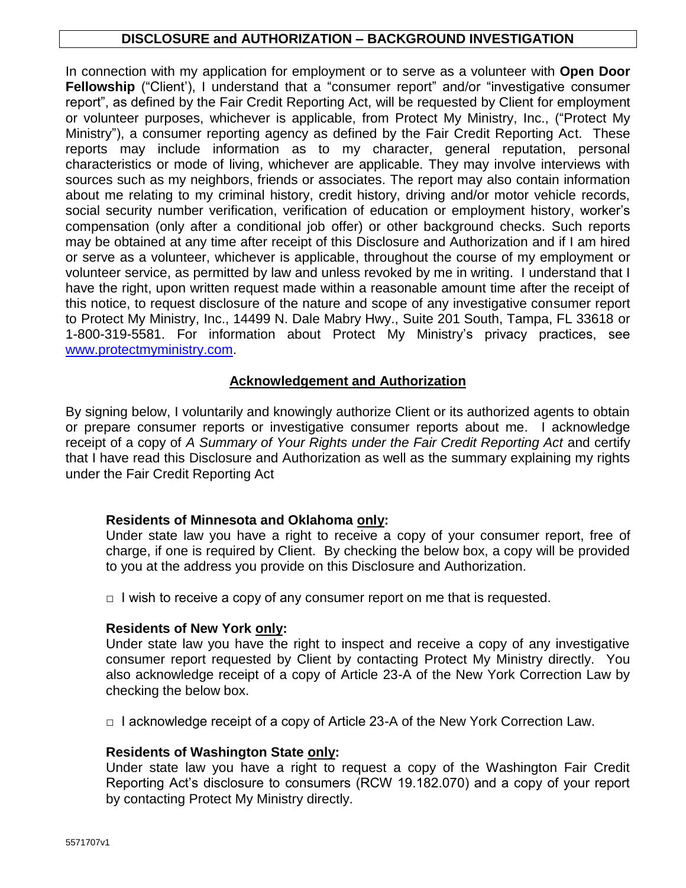# DISCLOSURE and AUTHORIZATION – BACKGROUND INVESTIGATION

In connection with my application for employment or to serve as a volunteer with **Open Door Fellowship** ("Client'), I understand that a "consumer report" and/or "investigative consumer report", as defined by the Fair Credit Reporting Act, will be requested by Client for employment or volunteer purposes, whichever is applicable, from Protect My Ministry, Inc., ("Protect My Ministry"), a consumer reporting agency as defined by the Fair Credit Reporting Act. These reports may include information as to my character, general reputation, personal characteristics or mode of living, whichever are applicable. They may involve interviews with sources such as my neighbors, friends or associates. The report may also contain information about me relating to my criminal history, credit history, driving and/or motor vehicle records, social security number verification, verification of education or employment history, worker's compensation (only after a conditional job offer) or other background checks. Such reports may be obtained at any time after receipt of this Disclosure and Authorization and if I am hired or serve as a volunteer, whichever is applicable, throughout the course of my employment or volunteer service, as permitted by law and unless revoked by me in writing. I understand that I have the right, upon written request made within a reasonable amount time after the receipt of this notice, to request disclosure of the nature and scope of any investigative consumer report to Protect My Ministry, Inc., 14499 N. Dale Mabry Hwy., Suite 201 South, Tampa, FL 33618 or 1-800-319-5581. For information about Protect My Ministry's privacy practices, see [www.protectmyministry.com](http://www.protectmyministry.com).

## Acknowledgement and Authorization

By signing below, I voluntarily and knowingly authorize Client or its authorized agents to obtain or prepare consumer reports or investigative consumer reports about me. I acknowledge receipt of a copy of *A Summary of Your Rights under the Fair Credit Reporting Act* and certify that I have read this Disclosure and Authorization as well as the summary explaining my rights under the Fair Credit Reporting Act

**Residents of Minnesota and Oklahoma only:**
Under state law you have a right to receive a copy of your consumer report, free of charge, if one is required by Client. By checking the below box, a copy will be provided to you at the address you provide on this Disclosure and Authorization.

□ I wish to receive a copy of any consumer report on me that is requested.

**Residents of New York only:**
Under state law you have the right to inspect and receive a copy of any investigative consumer report requested by Client by contacting Protect My Ministry directly. You also acknowledge receipt of a copy of Article 23-A of the New York Correction Law by checking the below box.

□ I acknowledge receipt of a copy of Article 23-A of the New York Correction Law.

**Residents of Washington State only:**
Under state law you have a right to request a copy of the Washington Fair Credit Reporting Act's disclosure to consumers (RCW 19.182.070) and a copy of your report by contacting Protect My Ministry directly.

5571707v1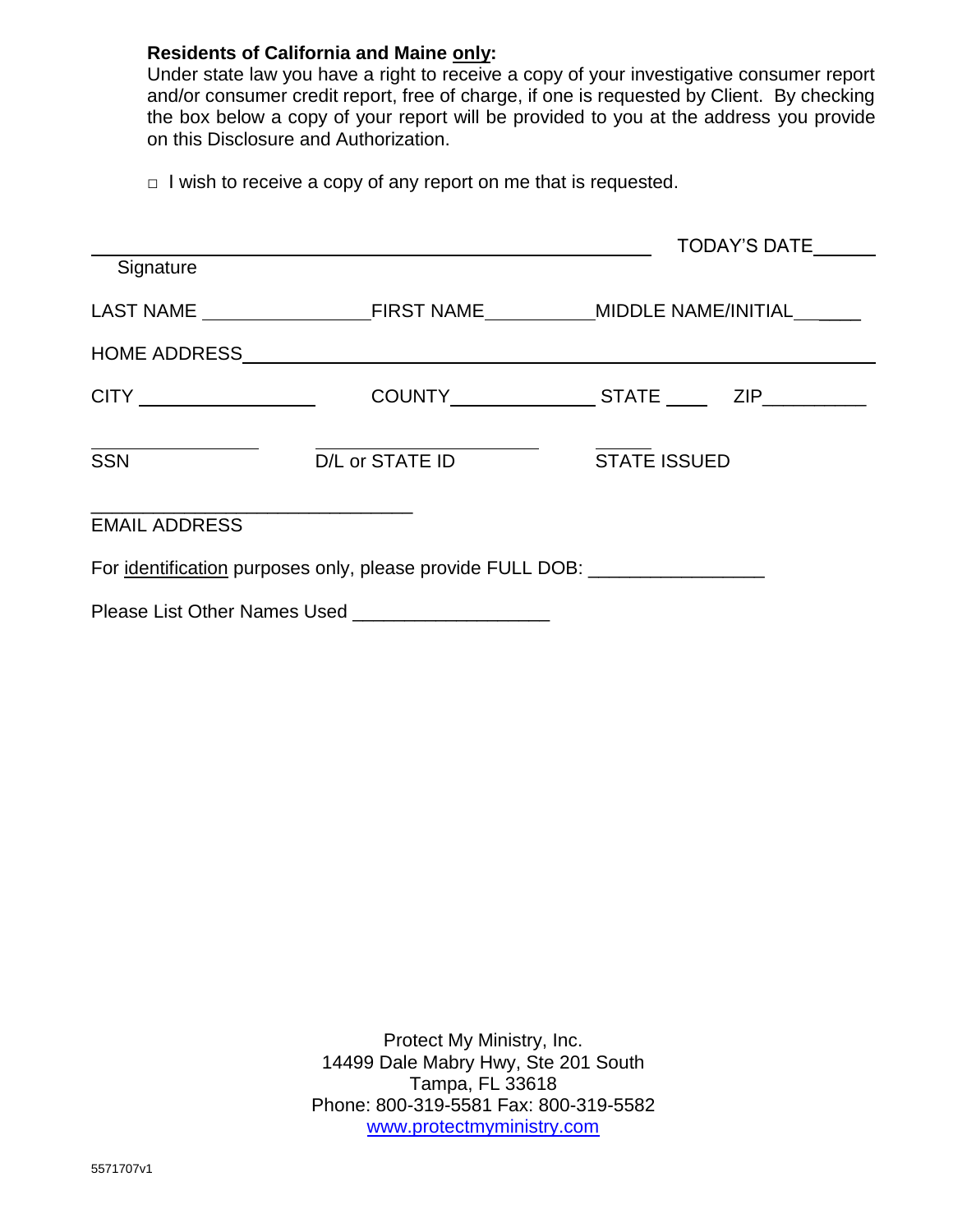**Residents of California and Maine only:**
Under state law you have a right to receive a copy of your investigative consumer report and/or consumer credit report, free of charge, if one is requested by Client. By checking the box below a copy of your report will be provided to you at the address you provide on this Disclosure and Authorization.

□ I wish to receive a copy of any report on me that is requested.

______________________________________________ TODAY'S DATE______
Signature

LAST NAME ________________FIRST NAME___________MIDDLE NAME/INITIAL_____

HOME ADDRESS______________________________________________________

CITY _________________ COUNTY______________ STATE ____ ZIP__________

_______________ ____________________ ______
SSN D/L or STATE ID STATE ISSUED

______________________________
EMAIL ADDRESS

For identification purposes only, please provide FULL DOB: ________________

Please List Other Names Used __________________

Protect My Ministry, Inc.
14499 Dale Mabry Hwy, Ste 201 South
Tampa, FL 33618
Phone: 800-319-5581 Fax: 800-319-5582
www.protectmyministry.com

5571707v1